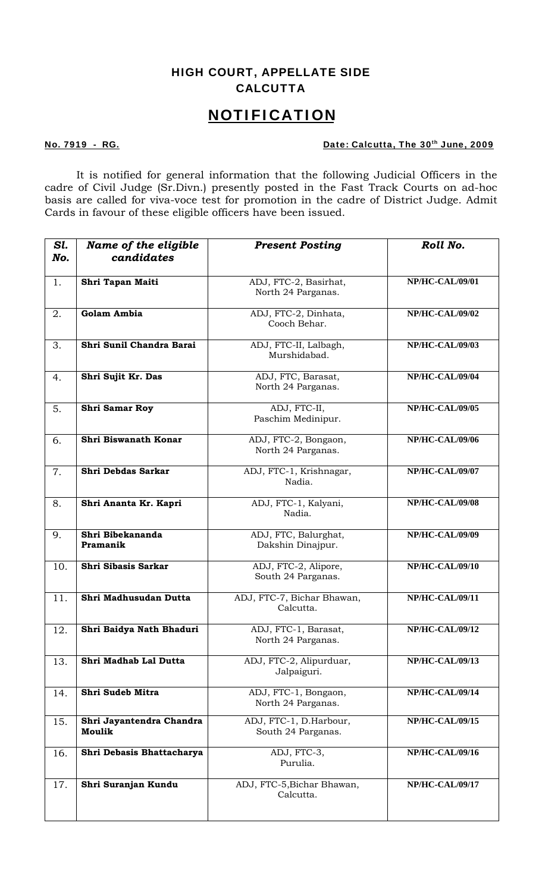## HIGH COURT, APPELLATE SIDE
## CALCUTTA

# NOTIFICATION

**No. 7919 - RG.** **Date: Calcutta, The 30th June, 2009**

It is notified for general information that the following Judicial Officers in the cadre of Civil Judge (Sr.Divn.) presently posted in the Fast Track Courts on ad-hoc basis are called for viva-voce test for promotion in the cadre of District Judge. Admit Cards in favour of these eligible officers have been issued.

| *Sl. No.* | *Name of the eligible candidates* | *Present Posting* | *Roll No.* |
|---|---|---|---|
| 1. | **Shri Tapan Maiti** | ADJ, FTC-2, Basirhat, North 24 Parganas. | **NP/HC-CAL/09/01** |
| 2. | **Golam Ambia** | ADJ, FTC-2, Dinhata, Cooch Behar. | **NP/HC-CAL/09/02** |
| 3. | **Shri Sunil Chandra Barai** | ADJ, FTC-II, Lalbagh, Murshidabad. | **NP/HC-CAL/09/03** |
| 4. | **Shri Sujit Kr. Das** | ADJ, FTC, Barasat, North 24 Parganas. | **NP/HC-CAL/09/04** |
| 5. | **Shri Samar Roy** | ADJ, FTC-II, Paschim Medinipur. | **NP/HC-CAL/09/05** |
| 6. | **Shri Biswanath Konar** | ADJ, FTC-2, Bongaon, North 24 Parganas. | **NP/HC-CAL/09/06** |
| 7. | **Shri Debdas Sarkar** | ADJ, FTC-1, Krishnagar, Nadia. | **NP/HC-CAL/09/07** |
| 8. | **Shri Ananta Kr. Kapri** | ADJ, FTC-1, Kalyani, Nadia. | **NP/HC-CAL/09/08** |
| 9. | **Shri Bibekananda Pramanik** | ADJ, FTC, Balurghat, Dakshin Dinajpur. | **NP/HC-CAL/09/09** |
| 10. | **Shri Sibasis Sarkar** | ADJ, FTC-2, Alipore, South 24 Parganas. | **NP/HC-CAL/09/10** |
| 11. | **Shri Madhusudan Dutta** | ADJ, FTC-7, Bichar Bhawan, Calcutta. | **NP/HC-CAL/09/11** |
| 12. | **Shri Baidya Nath Bhaduri** | ADJ, FTC-1, Barasat, North 24 Parganas. | **NP/HC-CAL/09/12** |
| 13. | **Shri Madhab Lal Dutta** | ADJ, FTC-2, Alipurduar, Jalpaiguri. | **NP/HC-CAL/09/13** |
| 14. | **Shri Sudeb Mitra** | ADJ, FTC-1, Bongaon, North 24 Parganas. | **NP/HC-CAL/09/14** |
| 15. | **Shri Jayantendra Chandra Moulik** | ADJ, FTC-1, D.Harbour, South 24 Parganas. | **NP/HC-CAL/09/15** |
| 16. | **Shri Debasis Bhattacharya** | ADJ, FTC-3, Purulia. | **NP/HC-CAL/09/16** |
| 17. | **Shri Suranjan Kundu** | ADJ, FTC-5,Bichar Bhawan, Calcutta. | **NP/HC-CAL/09/17** |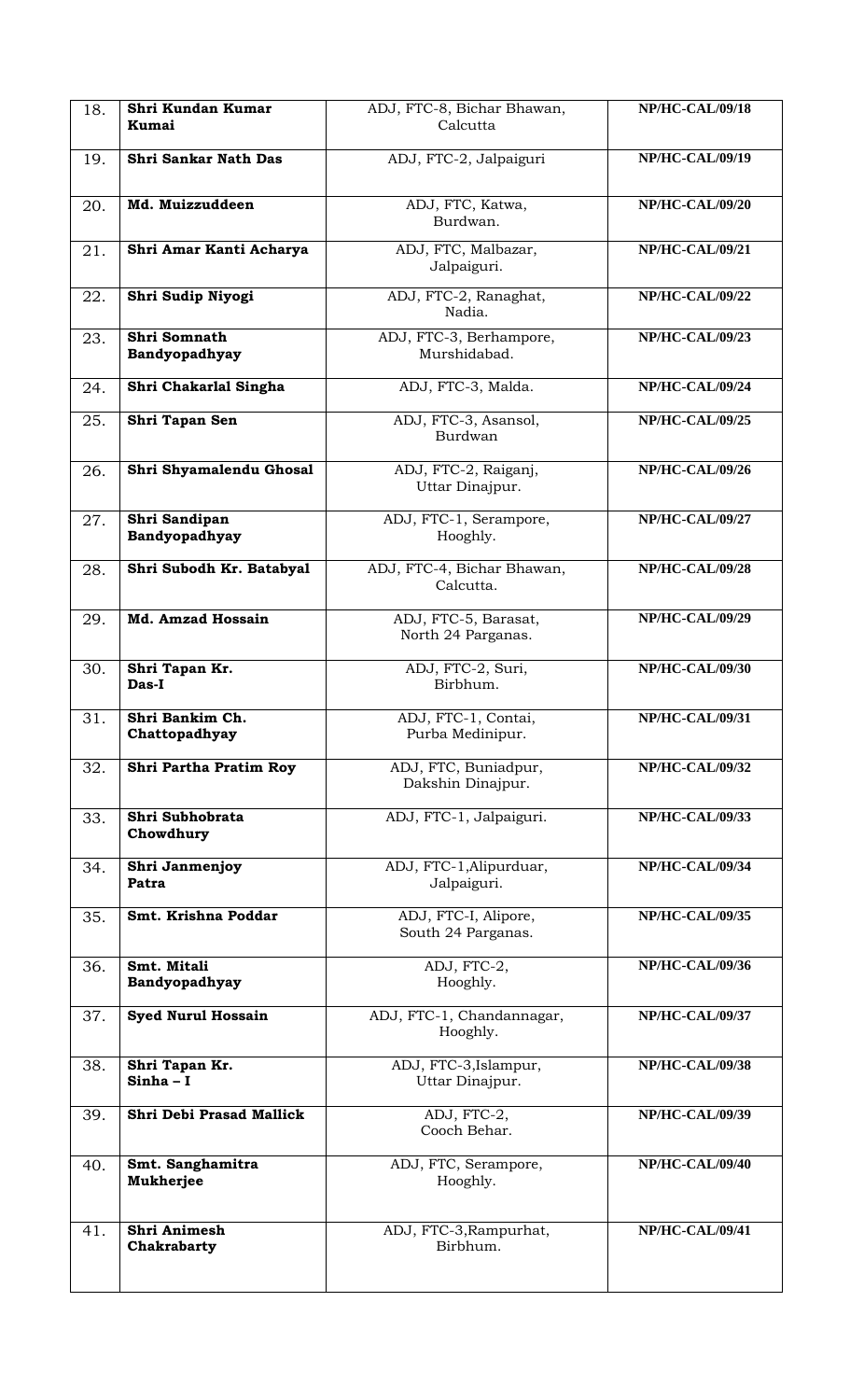| 18. | **Shri Kundan Kumar Kumai** | ADJ, FTC-8, Bichar Bhawan, Calcutta | **NP/HC-CAL/09/18** |
|---|---|---|---|
| 19. | **Shri Sankar Nath Das** | ADJ, FTC-2, Jalpaiguri | **NP/HC-CAL/09/19** |
| 20. | **Md. Muizzuddeen** | ADJ, FTC, Katwa, Burdwan. | **NP/HC-CAL/09/20** |
| 21. | **Shri Amar Kanti Acharya** | ADJ, FTC, Malbazar, Jalpaiguri. | **NP/HC-CAL/09/21** |
| 22. | **Shri Sudip Niyogi** | ADJ, FTC-2, Ranaghat, Nadia. | **NP/HC-CAL/09/22** |
| 23. | **Shri Somnath Bandyopadhyay** | ADJ, FTC-3, Berhampore, Murshidabad. | **NP/HC-CAL/09/23** |
| 24. | **Shri Chakarlal Singha** | ADJ, FTC-3, Malda. | **NP/HC-CAL/09/24** |
| 25. | **Shri Tapan Sen** | ADJ, FTC-3, Asansol, Burdwan | **NP/HC-CAL/09/25** |
| 26. | **Shri Shyamalendu Ghosal** | ADJ, FTC-2, Raiganj, Uttar Dinajpur. | **NP/HC-CAL/09/26** |
| 27. | **Shri Sandipan Bandyopadhyay** | ADJ, FTC-1, Serampore, Hooghly. | **NP/HC-CAL/09/27** |
| 28. | **Shri Subodh Kr. Batabyal** | ADJ, FTC-4, Bichar Bhawan, Calcutta. | **NP/HC-CAL/09/28** |
| 29. | **Md. Amzad Hossain** | ADJ, FTC-5, Barasat, North 24 Parganas. | **NP/HC-CAL/09/29** |
| 30. | **Shri Tapan Kr. Das-I** | ADJ, FTC-2, Suri, Birbhum. | **NP/HC-CAL/09/30** |
| 31. | **Shri Bankim Ch. Chattopadhyay** | ADJ, FTC-1, Contai, Purba Medinipur. | **NP/HC-CAL/09/31** |
| 32. | **Shri Partha Pratim Roy** | ADJ, FTC, Buniadpur, Dakshin Dinajpur. | **NP/HC-CAL/09/32** |
| 33. | **Shri Subhobrata Chowdhury** | ADJ, FTC-1, Jalpaiguri. | **NP/HC-CAL/09/33** |
| 34. | **Shri Janmenjoy Patra** | ADJ, FTC-1,Alipurduar, Jalpaiguri. | **NP/HC-CAL/09/34** |
| 35. | **Smt. Krishna Poddar** | ADJ, FTC-I, Alipore, South 24 Parganas. | **NP/HC-CAL/09/35** |
| 36. | **Smt. Mitali Bandyopadhyay** | ADJ, FTC-2, Hooghly. | **NP/HC-CAL/09/36** |
| 37. | **Syed Nurul Hossain** | ADJ, FTC-1, Chandannagar, Hooghly. | **NP/HC-CAL/09/37** |
| 38. | **Shri Tapan Kr. Sinha – I** | ADJ, FTC-3,Islampur, Uttar Dinajpur. | **NP/HC-CAL/09/38** |
| 39. | **Shri Debi Prasad Mallick** | ADJ, FTC-2, Cooch Behar. | **NP/HC-CAL/09/39** |
| 40. | **Smt. Sanghamitra Mukherjee** | ADJ, FTC, Serampore, Hooghly. | **NP/HC-CAL/09/40** |
| 41. | **Shri Animesh Chakrabarty** | ADJ, FTC-3,Rampurhat, Birbhum. | **NP/HC-CAL/09/41** |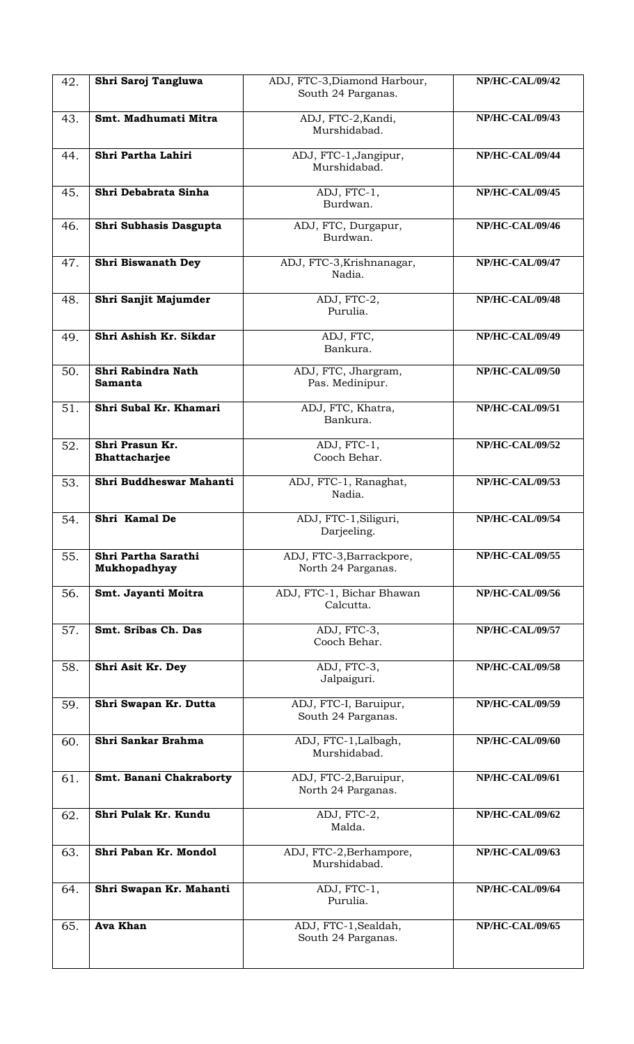| 42. | **Shri Saroj Tangluwa** | ADJ, FTC-3,Diamond Harbour, South 24 Parganas. | **NP/HC-CAL/09/42** |
|---|---|---|---|
| 43. | **Smt. Madhumati Mitra** | ADJ, FTC-2,Kandi, Murshidabad. | **NP/HC-CAL/09/43** |
| 44. | **Shri Partha Lahiri** | ADJ, FTC-1,Jangipur, Murshidabad. | **NP/HC-CAL/09/44** |
| 45. | **Shri Debabrata Sinha** | ADJ, FTC-1, Burdwan. | **NP/HC-CAL/09/45** |
| 46. | **Shri Subhasis Dasgupta** | ADJ, FTC, Durgapur, Burdwan. | **NP/HC-CAL/09/46** |
| 47. | **Shri Biswanath Dey** | ADJ, FTC-3,Krishnanagar, Nadia. | **NP/HC-CAL/09/47** |
| 48. | **Shri Sanjit Majumder** | ADJ, FTC-2, Purulia. | **NP/HC-CAL/09/48** |
| 49. | **Shri Ashish Kr. Sikdar** | ADJ, FTC, Bankura. | **NP/HC-CAL/09/49** |
| 50. | **Shri Rabindra Nath Samanta** | ADJ, FTC, Jhargram, Pas. Medinipur. | **NP/HC-CAL/09/50** |
| 51. | **Shri Subal Kr. Khamari** | ADJ, FTC, Khatra, Bankura. | **NP/HC-CAL/09/51** |
| 52. | **Shri Prasun Kr. Bhattacharjee** | ADJ, FTC-1, Cooch Behar. | **NP/HC-CAL/09/52** |
| 53. | **Shri Buddheswar Mahanti** | ADJ, FTC-1, Ranaghat, Nadia. | **NP/HC-CAL/09/53** |
| 54. | **Shri Kamal De** | ADJ, FTC-1,Siliguri, Darjeeling. | **NP/HC-CAL/09/54** |
| 55. | **Shri Partha Sarathi Mukhopadhyay** | ADJ, FTC-3,Barrackpore, North 24 Parganas. | **NP/HC-CAL/09/55** |
| 56. | **Smt. Jayanti Moitra** | ADJ, FTC-1, Bichar Bhawan Calcutta. | **NP/HC-CAL/09/56** |
| 57. | **Smt. Sribas Ch. Das** | ADJ, FTC-3, Cooch Behar. | **NP/HC-CAL/09/57** |
| 58. | **Shri Asit Kr. Dey** | ADJ, FTC-3, Jalpaiguri. | **NP/HC-CAL/09/58** |
| 59. | **Shri Swapan Kr. Dutta** | ADJ, FTC-I, Baruipur, South 24 Parganas. | **NP/HC-CAL/09/59** |
| 60. | **Shri Sankar Brahma** | ADJ, FTC-1,Lalbagh, Murshidabad. | **NP/HC-CAL/09/60** |
| 61. | **Smt. Banani Chakraborty** | ADJ, FTC-2,Baruipur, North 24 Parganas. | **NP/HC-CAL/09/61** |
| 62. | **Shri Pulak Kr. Kundu** | ADJ, FTC-2, Malda. | **NP/HC-CAL/09/62** |
| 63. | **Shri Paban Kr. Mondol** | ADJ, FTC-2,Berhampore, Murshidabad. | **NP/HC-CAL/09/63** |
| 64. | **Shri Swapan Kr. Mahanti** | ADJ, FTC-1, Purulia. | **NP/HC-CAL/09/64** |
| 65. | **Ava Khan** | ADJ, FTC-1,Sealdah, South 24 Parganas. | **NP/HC-CAL/09/65** |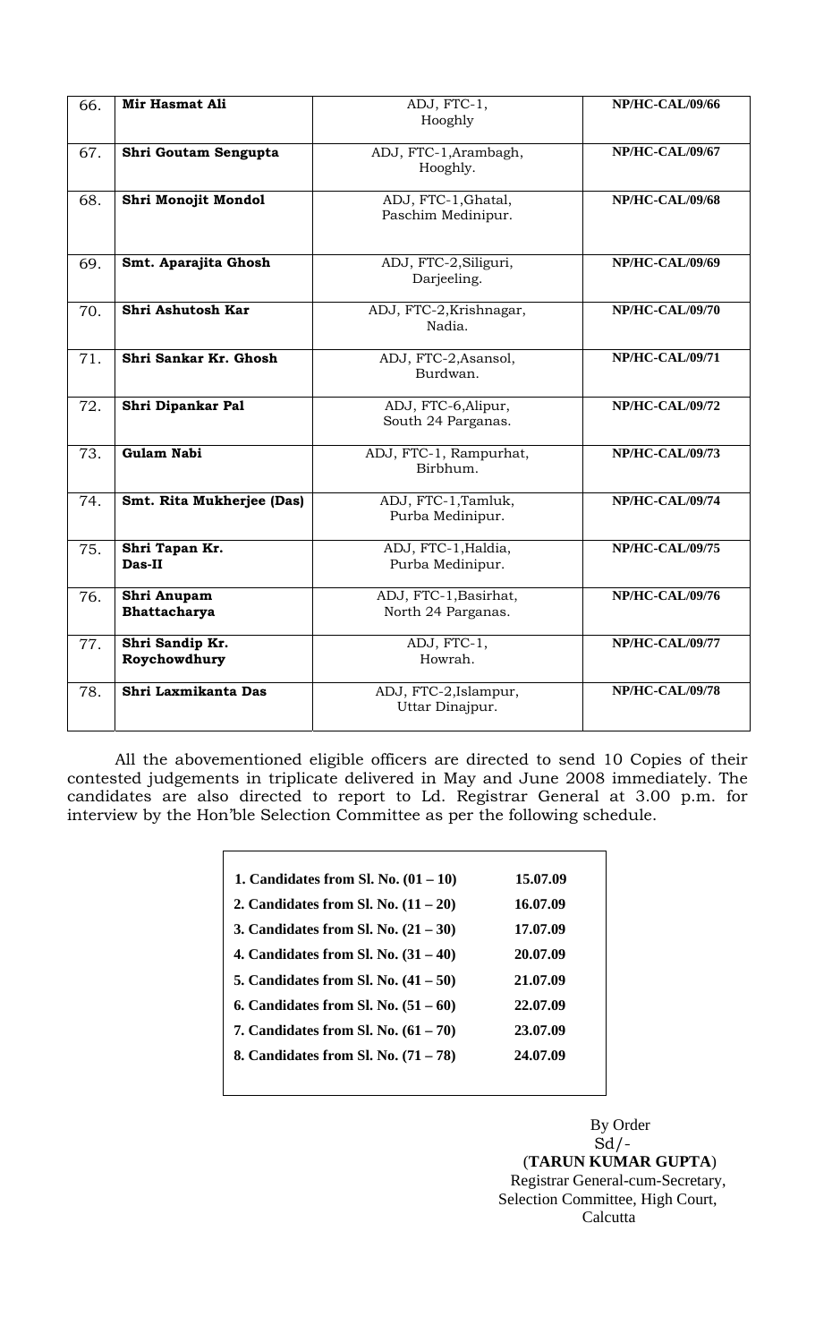| | | | |
|---|---|---|---|
| 66. | **Mir Hasmat Ali** | ADJ, FTC-1, Hooghly | **NP/HC-CAL/09/66** |
| 67. | **Shri Goutam Sengupta** | ADJ, FTC-1,Arambagh, Hooghly. | **NP/HC-CAL/09/67** |
| 68. | **Shri Monojit Mondol** | ADJ, FTC-1,Ghatal, Paschim Medinipur. | **NP/HC-CAL/09/68** |
| 69. | **Smt. Aparajita Ghosh** | ADJ, FTC-2,Siliguri, Darjeeling. | **NP/HC-CAL/09/69** |
| 70. | **Shri Ashutosh Kar** | ADJ, FTC-2,Krishnagar, Nadia. | **NP/HC-CAL/09/70** |
| 71. | **Shri Sankar Kr. Ghosh** | ADJ, FTC-2,Asansol, Burdwan. | **NP/HC-CAL/09/71** |
| 72. | **Shri Dipankar Pal** | ADJ, FTC-6,Alipur, South 24 Parganas. | **NP/HC-CAL/09/72** |
| 73. | **Gulam Nabi** | ADJ, FTC-1, Rampurhat, Birbhum. | **NP/HC-CAL/09/73** |
| 74. | **Smt. Rita Mukherjee (Das)** | ADJ, FTC-1,Tamluk, Purba Medinipur. | **NP/HC-CAL/09/74** |
| 75. | **Shri Tapan Kr. Das-II** | ADJ, FTC-1,Haldia, Purba Medinipur. | **NP/HC-CAL/09/75** |
| 76. | **Shri Anupam Bhattacharya** | ADJ, FTC-1,Basirhat, North 24 Parganas. | **NP/HC-CAL/09/76** |
| 77. | **Shri Sandip Kr. Roychowdhury** | ADJ, FTC-1, Howrah. | **NP/HC-CAL/09/77** |
| 78. | **Shri Laxmikanta Das** | ADJ, FTC-2,Islampur, Uttar Dinajpur. | **NP/HC-CAL/09/78** |

All the abovementioned eligible officers are directed to send 10 Copies of their contested judgements in triplicate delivered in May and June 2008 immediately. The candidates are also directed to report to Ld. Registrar General at 3.00 p.m. for interview by the Hon'ble Selection Committee as per the following schedule.

| | |
|---|---|
| **1. Candidates from Sl. No. (01 – 10)** | **15.07.09** |
| **2. Candidates from Sl. No. (11 – 20)** | **16.07.09** |
| **3. Candidates from Sl. No. (21 – 30)** | **17.07.09** |
| **4. Candidates from Sl. No. (31 – 40)** | **20.07.09** |
| **5. Candidates from Sl. No. (41 – 50)** | **21.07.09** |
| **6. Candidates from Sl. No. (51 – 60)** | **22.07.09** |
| **7. Candidates from Sl. No. (61 – 70)** | **23.07.09** |
| **8. Candidates from Sl. No. (71 – 78)** | **24.07.09** |

By Order
Sd/-
(**TARUN KUMAR GUPTA**)
Registrar General-cum-Secretary,
Selection Committee, High Court,
Calcutta